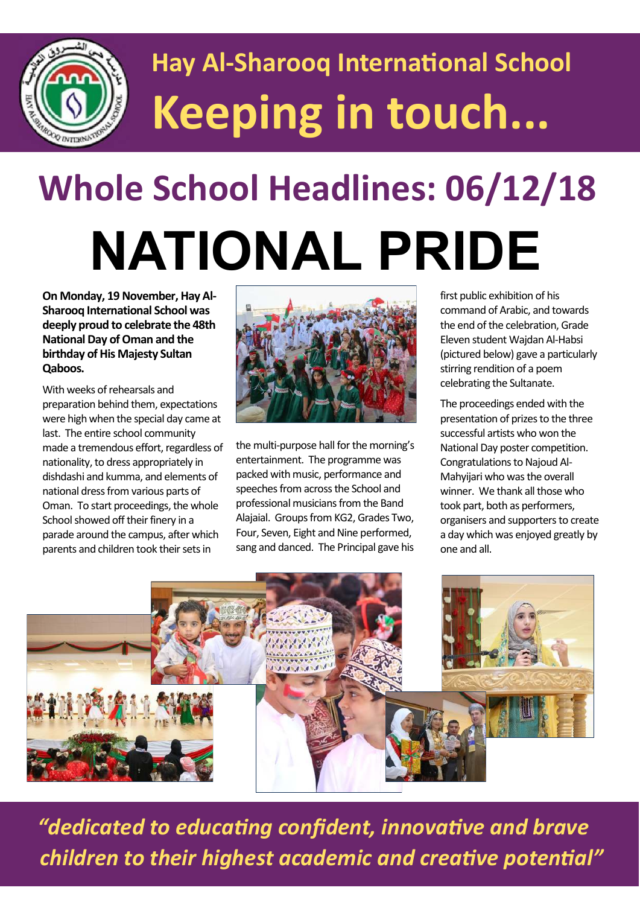# Hay Al-Sharooq International School

# Keeping in touch...

## Whole School Headlines: 06/12/18

# NATIONAL PRIDE

**On Monday, 19 November, Hay Al-Sharooq International School was deeply proud to celebrate the 48th National Day of Oman and the birthday of His Majesty Sultan Qaboos.**

With weeks of rehearsals and preparation behind them, expectations were high when the special day came at last. The entire school community made a tremendous effort, regardless of nationality, to dress appropriately in dishdashi and kumma, and elements of national dress from various parts of Oman. To start proceedings, the whole School showed off their finery in a parade around the campus, after which parents and children took their sets in the multi-purpose hall for the morning's entertainment. The programme was packed with music, performance and speeches from across the School and professional musicians from the Band Alajaial. Groups from KG2, Grades Two, Four, Seven, Eight and Nine performed, sang and danced. The Principal gave his first public exhibition of his command of Arabic, and towards the end of the celebration, Grade Eleven student Wajdan Al-Habsi (pictured below) gave a particularly stirring rendition of a poem celebrating the Sultanate.

The proceedings ended with the presentation of prizes to the three successful artists who won the National Day poster competition. Congratulations to Najoud Al-Mahyijari who was the overall winner. We thank all those who took part, both as performers, organisers and supporters to create a day which was enjoyed greatly by one and all.

*"dedicated to educating confident, innovative and brave children to their highest academic and creative potential"*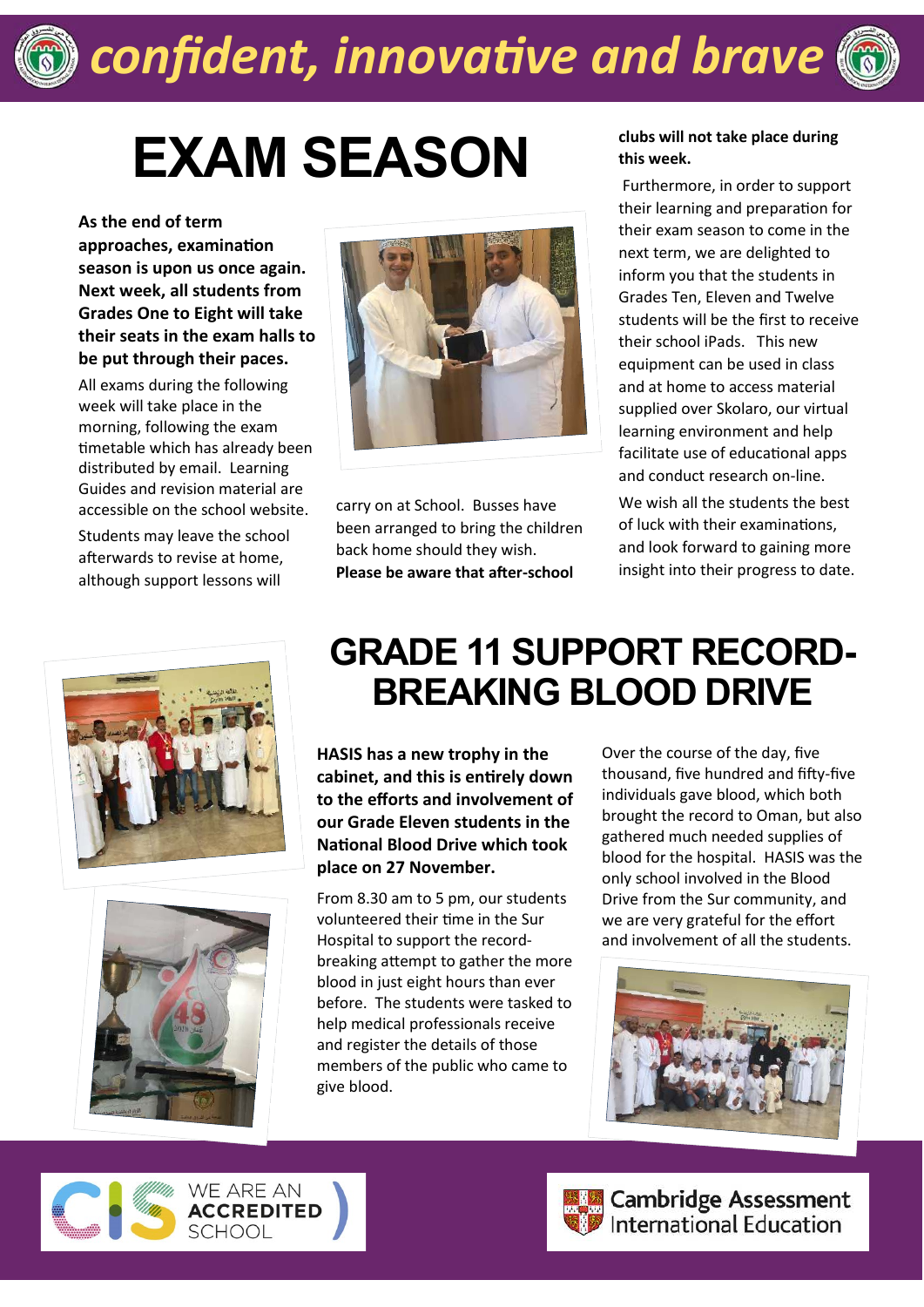# confident, innovative and brave

## EXAM SEASON

**As the end of term approaches, examination season is upon us once again. Next week, all students from Grades One to Eight will take their seats in the exam halls to be put through their paces.**

All exams during the following week will take place in the morning, following the exam timetable which has already been distributed by email. Learning Guides and revision material are accessible on the school website.

Students may leave the school afterwards to revise at home, although support lessons will carry on at School. Busses have been arranged to bring the children back home should they wish. **Please be aware that after-school clubs will not take place during this week.**

Furthermore, in order to support their learning and preparation for their exam season to come in the next term, we are delighted to inform you that the students in Grades Ten, Eleven and Twelve students will be the first to receive their school iPads. This new equipment can be used in class and at home to access material supplied over Skolaro, our virtual learning environment and help facilitate use of educational apps and conduct research on-line.

We wish all the students the best of luck with their examinations, and look forward to gaining more insight into their progress to date.

## GRADE 11 SUPPORT RECORD-BREAKING BLOOD DRIVE

**HASIS has a new trophy in the cabinet, and this is entirely down to the efforts and involvement of our Grade Eleven students in the National Blood Drive which took place on 27 November.**

From 8.30 am to 5 pm, our students volunteered their time in the Sur Hospital to support the record-breaking attempt to gather the more blood in just eight hours than ever before. The students were tasked to help medical professionals receive and register the details of those members of the public who came to give blood.

Over the course of the day, five thousand, five hundred and fifty-five individuals gave blood, which both brought the record to Oman, but also gathered much needed supplies of blood for the hospital. HASIS was the only school involved in the Blood Drive from the Sur community, and we are very grateful for the effort and involvement of all the students.

WE ARE AN ACCREDITED SCHOOL

Cambridge Assessment International Education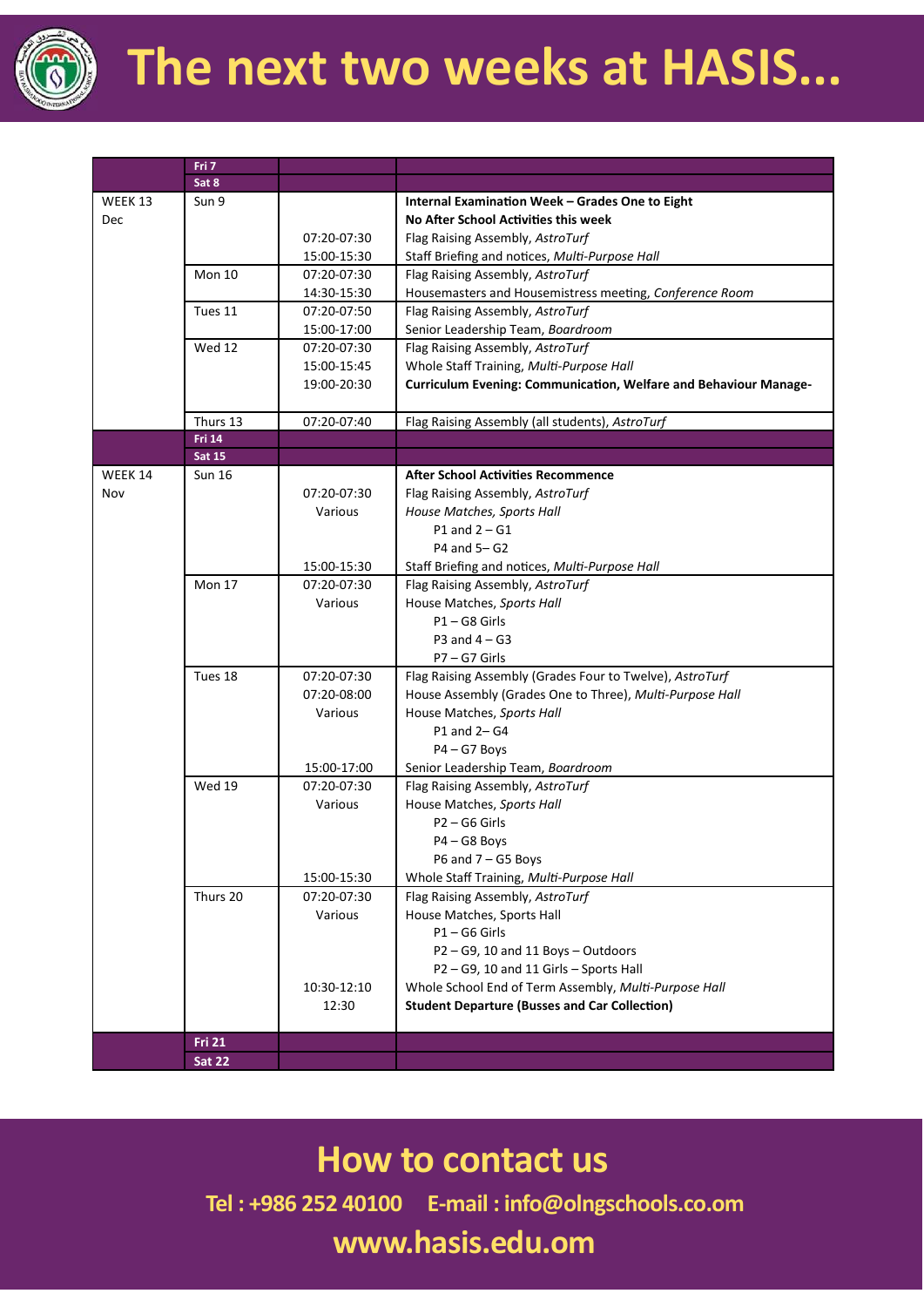# The next two weeks at HASIS...

| | | | |
|---|---|---|---|
| | **Fri 7** | | |
| | **Sat 8** | | |
| WEEK 13 Dec | Sun 9 | | **Internal Examination Week – Grades One to Eight** |
| | | | **No After School Activities this week** |
| | | 07:20-07:30 | Flag Raising Assembly, *AstroTurf* |
| | | 15:00-15:30 | Staff Briefing and notices, *Multi-Purpose Hall* |
| | Mon 10 | 07:20-07:30 | Flag Raising Assembly, *AstroTurf* |
| | | 14:30-15:30 | Housemasters and Housemistress meeting, *Conference Room* |
| | Tues 11 | 07:20-07:50 | Flag Raising Assembly, *AstroTurf* |
| | | 15:00-17:00 | Senior Leadership Team, *Boardroom* |
| | Wed 12 | 07:20-07:30 | Flag Raising Assembly, *AstroTurf* |
| | | 15:00-15:45 | Whole Staff Training, *Multi-Purpose Hall* |
| | | 19:00-20:30 | **Curriculum Evening: Communication, Welfare and Behaviour Manage-** |
| | Thurs 13 | 07:20-07:40 | Flag Raising Assembly (all students), *AstroTurf* |
| | **Fri 14** | | |
| | **Sat 15** | | |
| WEEK 14 Nov | Sun 16 | | **After School Activities Recommence** |
| | | 07:20-07:30 | Flag Raising Assembly, *AstroTurf* |
| | | Various | *House Matches, Sports Hall* |
| | | | P1 and 2 – G1 |
| | | | P4 and 5– G2 |
| | | 15:00-15:30 | Staff Briefing and notices, *Multi-Purpose Hall* |
| | Mon 17 | 07:20-07:30 | Flag Raising Assembly, *AstroTurf* |
| | | Various | House Matches, *Sports Hall* |
| | | | P1 – G8 Girls |
| | | | P3 and 4 – G3 |
| | | | P7 – G7 Girls |
| | Tues 18 | 07:20-07:30 | Flag Raising Assembly (Grades Four to Twelve), *AstroTurf* |
| | | 07:20-08:00 | House Assembly (Grades One to Three), *Multi-Purpose Hall* |
| | | Various | House Matches, *Sports Hall* |
| | | | P1 and 2– G4 |
| | | | P4 – G7 Boys |
| | | 15:00-17:00 | Senior Leadership Team, *Boardroom* |
| | Wed 19 | 07:20-07:30 | Flag Raising Assembly, *AstroTurf* |
| | | Various | House Matches, *Sports Hall* |
| | | | P2 – G6 Girls |
| | | | P4 – G8 Boys |
| | | | P6 and 7 – G5 Boys |
| | | 15:00-15:30 | Whole Staff Training, *Multi-Purpose Hall* |
| | Thurs 20 | 07:20-07:30 | Flag Raising Assembly, *AstroTurf* |
| | | Various | House Matches, Sports Hall |
| | | | P1 – G6 Girls |
| | | | P2 – G9, 10 and 11 Boys – Outdoors |
| | | | P2 – G9, 10 and 11 Girls – Sports Hall |
| | | 10:30-12:10 | Whole School End of Term Assembly, *Multi-Purpose Hall* |
| | | 12:30 | **Student Departure (Busses and Car Collection)** |
| | **Fri 21** | | |
| | **Sat 22** | | |

## How to contact us

**Tel : +986 252 40100 E-mail : info@olngschools.co.om**

**www.hasis.edu.om**